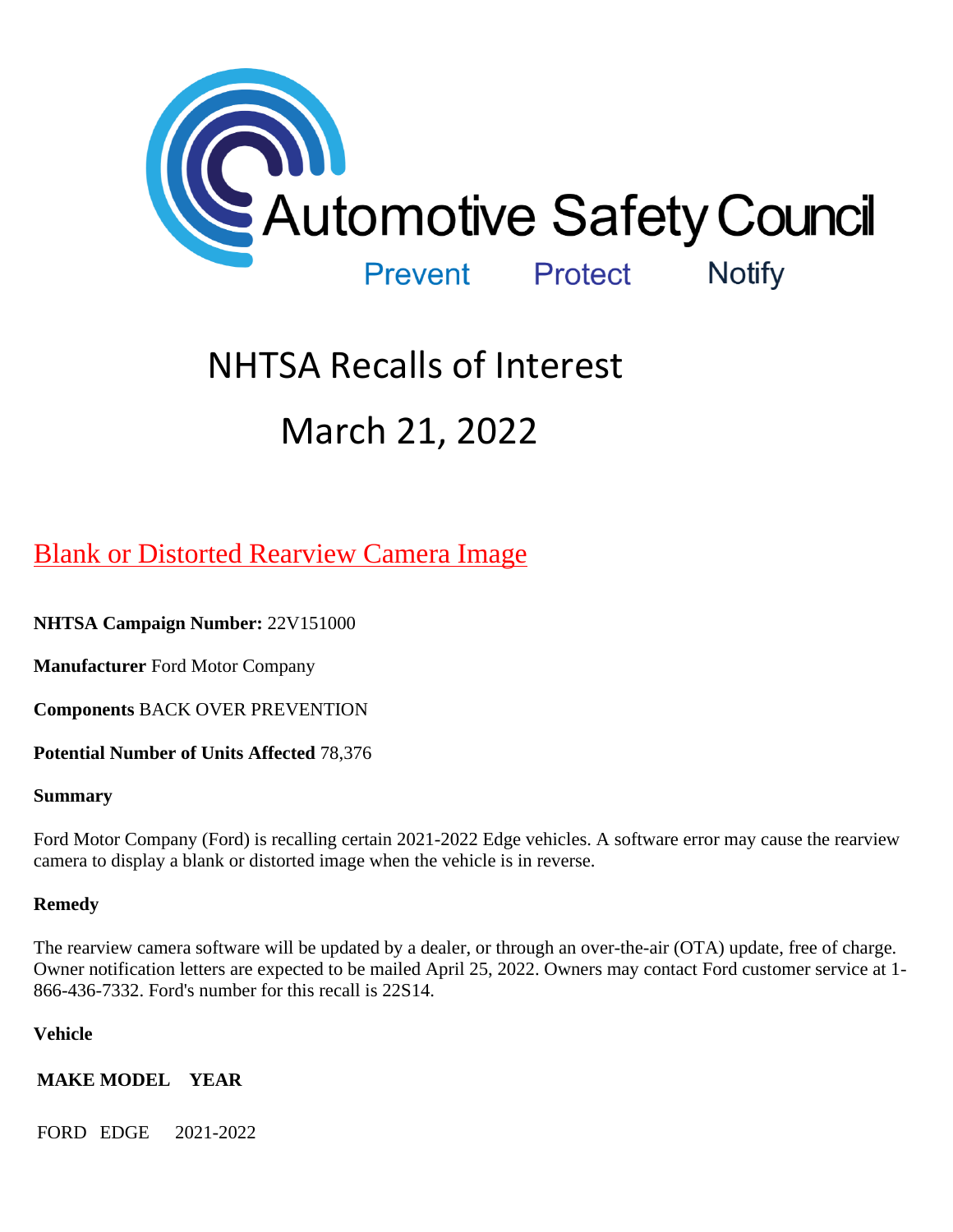Automotive Safety Council

Prevent Protect Notify

# NHTSA Recalls of Interest

# March 21, 2022

## Blank or Distorted Rearview Camera Image

**NHTSA Campaign Number:** 22V151000

**Manufacturer** Ford Motor Company

**Components** BACK OVER PREVENTION

**Potential Number of Units Affected** 78,376

**Summary**

Ford Motor Company (Ford) is recalling certain 2021-2022 Edge vehicles. A software error may cause the rearview camera to display a blank or distorted image when the vehicle is in reverse.

**Remedy**

The rearview camera software will be updated by a dealer, or through an over-the-air (OTA) update, free of charge. Owner notification letters are expected to be mailed April 25, 2022. Owners may contact Ford customer service at 1-866-436-7332. Ford's number for this recall is 22S14.

**Vehicle**

| MAKE | MODEL | YEAR |
| --- | --- | --- |
| FORD | EDGE | 2021-2022 |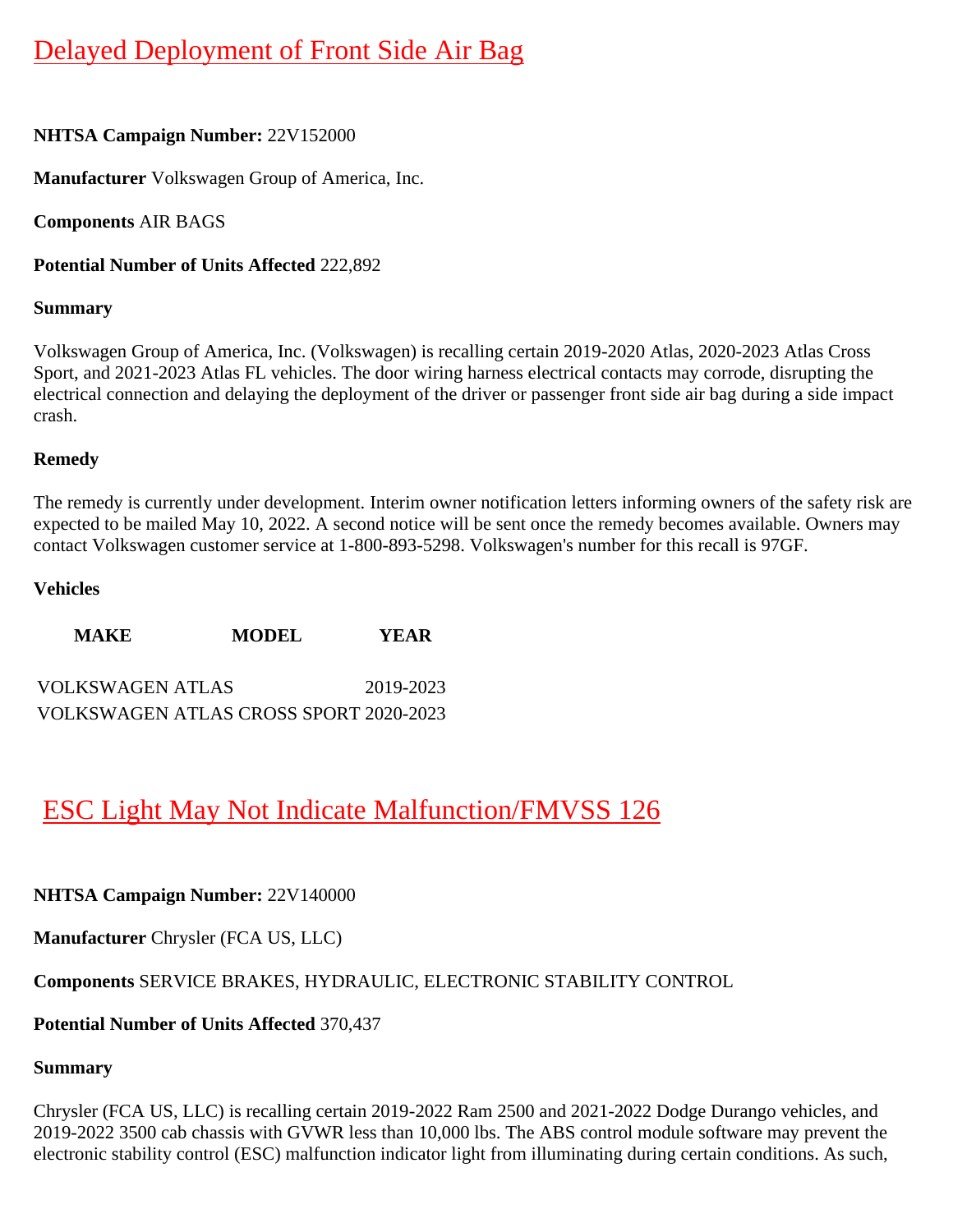# Delayed Deployment of Front Side Air Bag

**NHTSA Campaign Number:** 22V152000

**Manufacturer** Volkswagen Group of America, Inc.

**Components** AIR BAGS

**Potential Number of Units Affected** 222,892

**Summary**

Volkswagen Group of America, Inc. (Volkswagen) is recalling certain 2019-2020 Atlas, 2020-2023 Atlas Cross Sport, and 2021-2023 Atlas FL vehicles. The door wiring harness electrical contacts may corrode, disrupting the electrical connection and delaying the deployment of the driver or passenger front side air bag during a side impact crash.

**Remedy**

The remedy is currently under development. Interim owner notification letters informing owners of the safety risk are expected to be mailed May 10, 2022. A second notice will be sent once the remedy becomes available. Owners may contact Volkswagen customer service at 1-800-893-5298. Volkswagen's number for this recall is 97GF.

**Vehicles**

| MAKE | MODEL | YEAR |
|---|---|---|
| VOLKSWAGEN | ATLAS | 2019-2023 |
| VOLKSWAGEN | ATLAS CROSS SPORT | 2020-2023 |

# ESC Light May Not Indicate Malfunction/FMVSS 126

**NHTSA Campaign Number:** 22V140000

**Manufacturer** Chrysler (FCA US, LLC)

**Components** SERVICE BRAKES, HYDRAULIC, ELECTRONIC STABILITY CONTROL

**Potential Number of Units Affected** 370,437

**Summary**

Chrysler (FCA US, LLC) is recalling certain 2019-2022 Ram 2500 and 2021-2022 Dodge Durango vehicles, and 2019-2022 3500 cab chassis with GVWR less than 10,000 lbs. The ABS control module software may prevent the electronic stability control (ESC) malfunction indicator light from illuminating during certain conditions. As such,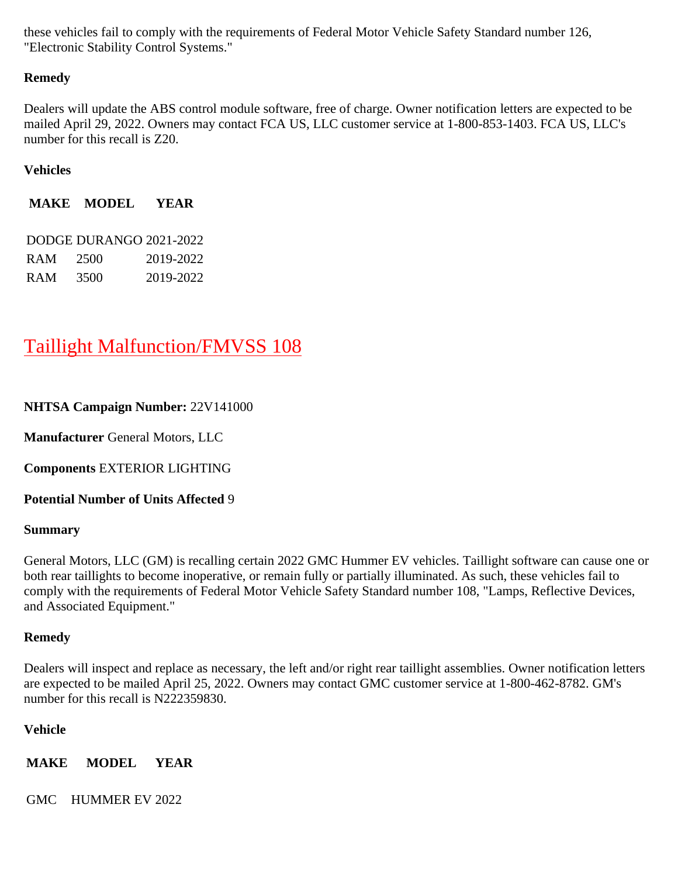these vehicles fail to comply with the requirements of Federal Motor Vehicle Safety Standard number 126, "Electronic Stability Control Systems."

**Remedy**

Dealers will update the ABS control module software, free of charge. Owner notification letters are expected to be mailed April 29, 2022. Owners may contact FCA US, LLC customer service at 1-800-853-1403. FCA US, LLC's number for this recall is Z20.

**Vehicles**

| MAKE | MODEL | YEAR |
|---|---|---|
| DODGE | DURANGO | 2021-2022 |
| RAM | 2500 | 2019-2022 |
| RAM | 3500 | 2019-2022 |

## Taillight Malfunction/FMVSS 108

**NHTSA Campaign Number:** 22V141000

**Manufacturer** General Motors, LLC

**Components** EXTERIOR LIGHTING

**Potential Number of Units Affected** 9

**Summary**

General Motors, LLC (GM) is recalling certain 2022 GMC Hummer EV vehicles. Taillight software can cause one or both rear taillights to become inoperative, or remain fully or partially illuminated. As such, these vehicles fail to comply with the requirements of Federal Motor Vehicle Safety Standard number 108, "Lamps, Reflective Devices, and Associated Equipment."

**Remedy**

Dealers will inspect and replace as necessary, the left and/or right rear taillight assemblies. Owner notification letters are expected to be mailed April 25, 2022. Owners may contact GMC customer service at 1-800-462-8782. GM's number for this recall is N222359830.

**Vehicle**

| MAKE | MODEL | YEAR |
|---|---|---|
| GMC | HUMMER EV | 2022 |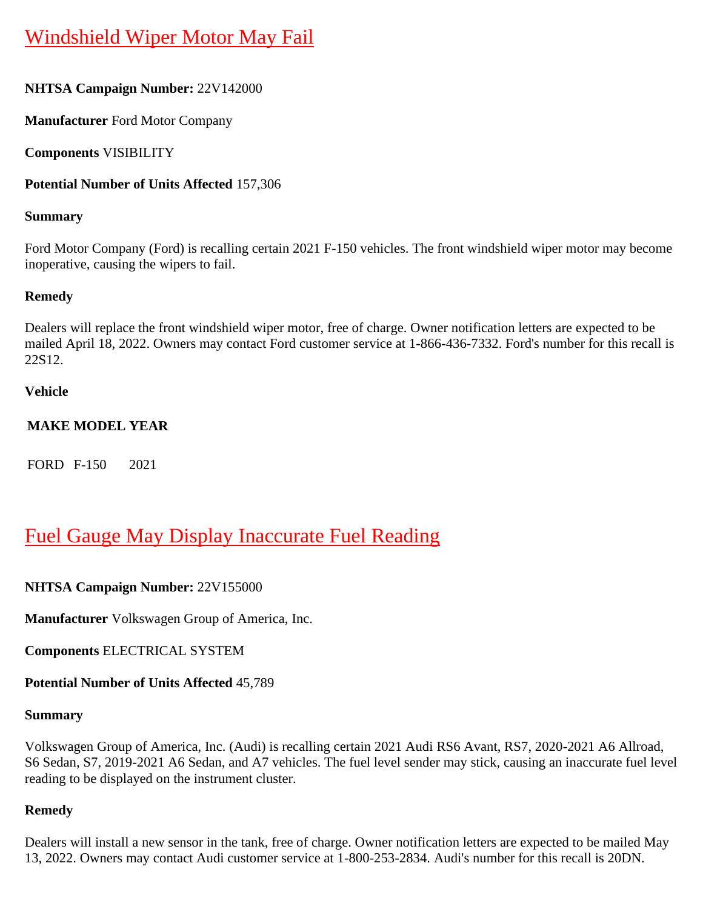## Windshield Wiper Motor May Fail

**NHTSA Campaign Number:** 22V142000

**Manufacturer** Ford Motor Company

**Components** VISIBILITY

**Potential Number of Units Affected** 157,306

**Summary**

Ford Motor Company (Ford) is recalling certain 2021 F-150 vehicles. The front windshield wiper motor may become inoperative, causing the wipers to fail.

**Remedy**

Dealers will replace the front windshield wiper motor, free of charge. Owner notification letters are expected to be mailed April 18, 2022. Owners may contact Ford customer service at 1-866-436-7332. Ford's number for this recall is 22S12.

**Vehicle**

| MAKE | MODEL | YEAR |
|---|---|---|
| FORD | F-150 | 2021 |

## Fuel Gauge May Display Inaccurate Fuel Reading

**NHTSA Campaign Number:** 22V155000

**Manufacturer** Volkswagen Group of America, Inc.

**Components** ELECTRICAL SYSTEM

**Potential Number of Units Affected** 45,789

**Summary**

Volkswagen Group of America, Inc. (Audi) is recalling certain 2021 Audi RS6 Avant, RS7, 2020-2021 A6 Allroad, S6 Sedan, S7, 2019-2021 A6 Sedan, and A7 vehicles. The fuel level sender may stick, causing an inaccurate fuel level reading to be displayed on the instrument cluster.

**Remedy**

Dealers will install a new sensor in the tank, free of charge. Owner notification letters are expected to be mailed May 13, 2022. Owners may contact Audi customer service at 1-800-253-2834. Audi's number for this recall is 20DN.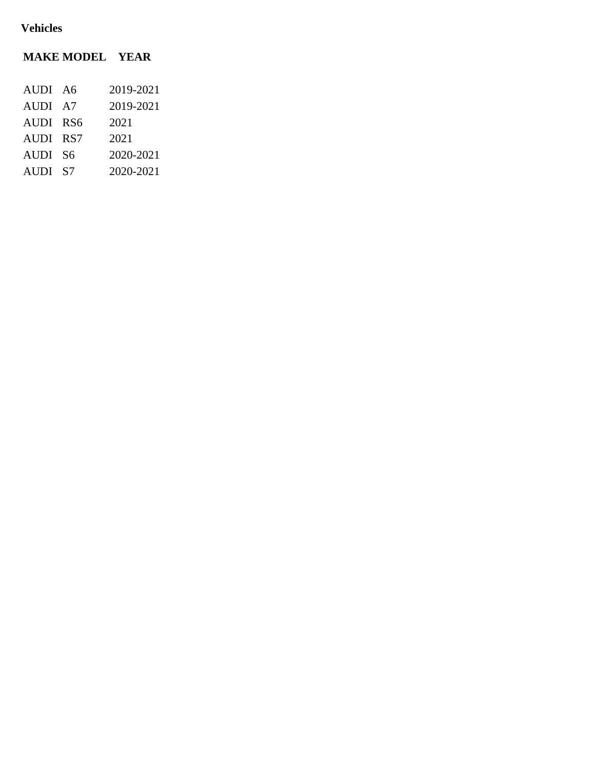**Vehicles**

| MAKE | MODEL | YEAR |
|---|---|---|
| AUDI | A6 | 2019-2021 |
| AUDI | A7 | 2019-2021 |
| AUDI | RS6 | 2021 |
| AUDI | RS7 | 2021 |
| AUDI | S6 | 2020-2021 |
| AUDI | S7 | 2020-2021 |